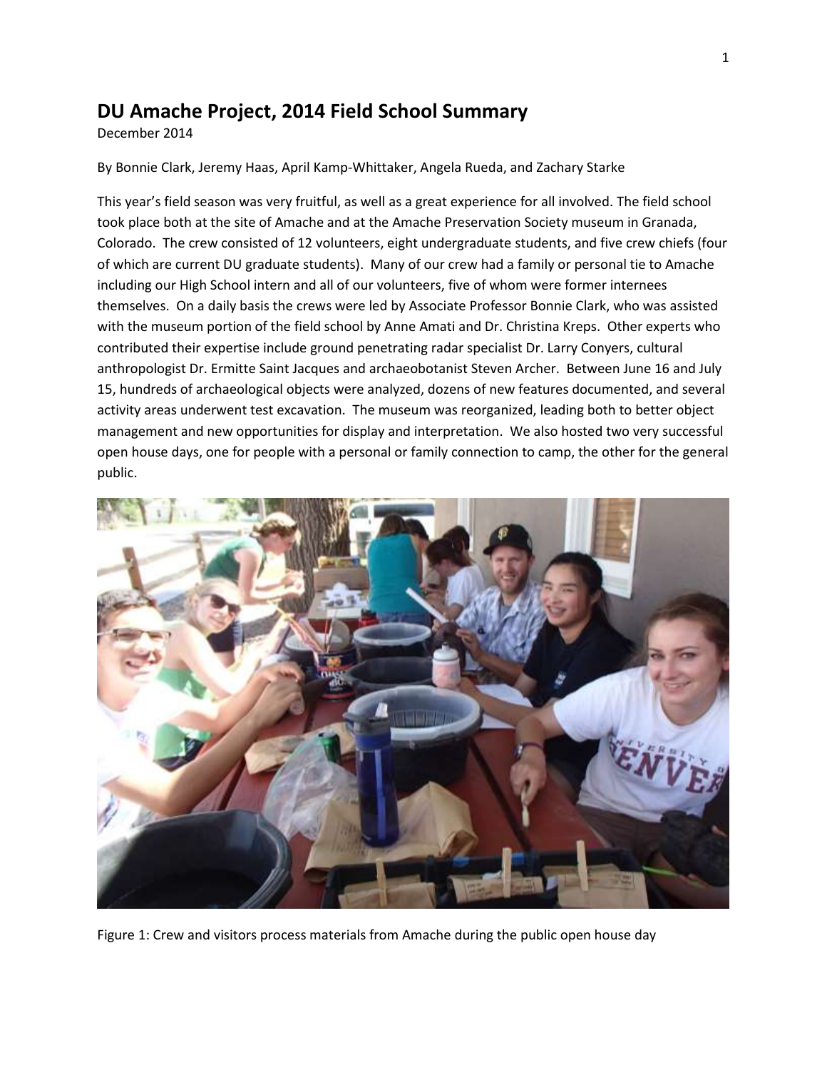# DU Amache Project, 2014 Field School Summary

December 2014

By Bonnie Clark, Jeremy Haas, April Kamp-Whittaker, Angela Rueda, and Zachary Starke

This year's field season was very fruitful, as well as a great experience for all involved. The field school took place both at the site of Amache and at the Amache Preservation Society museum in Granada, Colorado. The crew consisted of 12 volunteers, eight undergraduate students, and five crew chiefs (four of which are current DU graduate students). Many of our crew had a family or personal tie to Amache including our High School intern and all of our volunteers, five of whom were former internees themselves. On a daily basis the crews were led by Associate Professor Bonnie Clark, who was assisted with the museum portion of the field school by Anne Amati and Dr. Christina Kreps. Other experts who contributed their expertise include ground penetrating radar specialist Dr. Larry Conyers, cultural anthropologist Dr. Ermitte Saint Jacques and archaeobotanist Steven Archer. Between June 16 and July 15, hundreds of archaeological objects were analyzed, dozens of new features documented, and several activity areas underwent test excavation. The museum was reorganized, leading both to better object management and new opportunities for display and interpretation. We also hosted two very successful open house days, one for people with a personal or family connection to camp, the other for the general public.

Figure 1: Crew and visitors process materials from Amache during the public open house day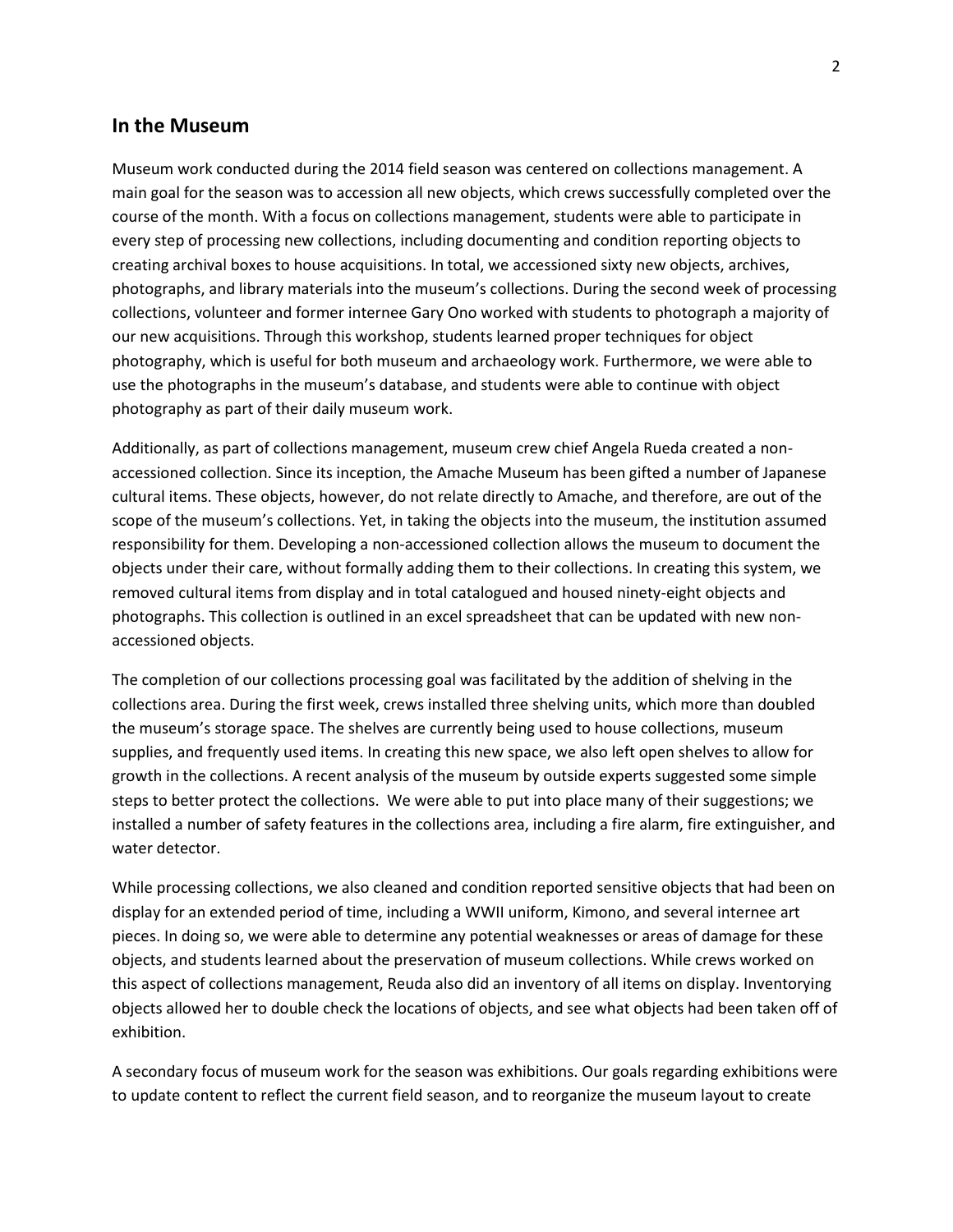## In the Museum

Museum work conducted during the 2014 field season was centered on collections management. A main goal for the season was to accession all new objects, which crews successfully completed over the course of the month. With a focus on collections management, students were able to participate in every step of processing new collections, including documenting and condition reporting objects to creating archival boxes to house acquisitions. In total, we accessioned sixty new objects, archives, photographs, and library materials into the museum's collections. During the second week of processing collections, volunteer and former internee Gary Ono worked with students to photograph a majority of our new acquisitions. Through this workshop, students learned proper techniques for object photography, which is useful for both museum and archaeology work. Furthermore, we were able to use the photographs in the museum's database, and students were able to continue with object photography as part of their daily museum work.

Additionally, as part of collections management, museum crew chief Angela Rueda created a non-accessioned collection. Since its inception, the Amache Museum has been gifted a number of Japanese cultural items. These objects, however, do not relate directly to Amache, and therefore, are out of the scope of the museum's collections. Yet, in taking the objects into the museum, the institution assumed responsibility for them. Developing a non-accessioned collection allows the museum to document the objects under their care, without formally adding them to their collections. In creating this system, we removed cultural items from display and in total catalogued and housed ninety-eight objects and photographs. This collection is outlined in an excel spreadsheet that can be updated with new non-accessioned objects.

The completion of our collections processing goal was facilitated by the addition of shelving in the collections area. During the first week, crews installed three shelving units, which more than doubled the museum's storage space. The shelves are currently being used to house collections, museum supplies, and frequently used items. In creating this new space, we also left open shelves to allow for growth in the collections. A recent analysis of the museum by outside experts suggested some simple steps to better protect the collections. We were able to put into place many of their suggestions; we installed a number of safety features in the collections area, including a fire alarm, fire extinguisher, and water detector.

While processing collections, we also cleaned and condition reported sensitive objects that had been on display for an extended period of time, including a WWII uniform, Kimono, and several internee art pieces. In doing so, we were able to determine any potential weaknesses or areas of damage for these objects, and students learned about the preservation of museum collections. While crews worked on this aspect of collections management, Reuda also did an inventory of all items on display. Inventorying objects allowed her to double check the locations of objects, and see what objects had been taken off of exhibition.

A secondary focus of museum work for the season was exhibitions. Our goals regarding exhibitions were to update content to reflect the current field season, and to reorganize the museum layout to create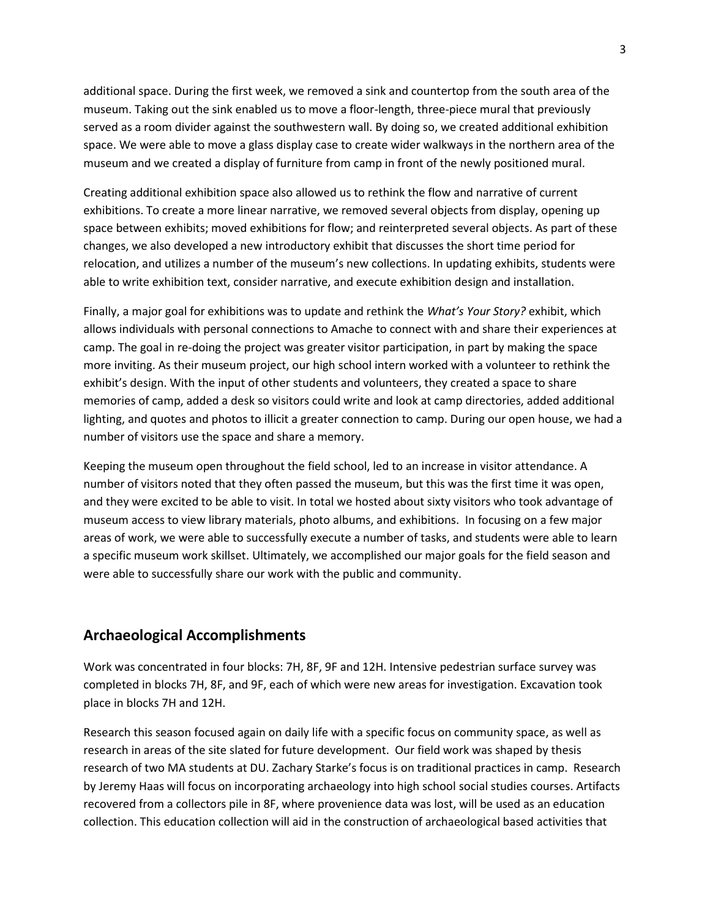additional space. During the first week, we removed a sink and countertop from the south area of the museum. Taking out the sink enabled us to move a floor-length, three-piece mural that previously served as a room divider against the southwestern wall. By doing so, we created additional exhibition space. We were able to move a glass display case to create wider walkways in the northern area of the museum and we created a display of furniture from camp in front of the newly positioned mural.

Creating additional exhibition space also allowed us to rethink the flow and narrative of current exhibitions. To create a more linear narrative, we removed several objects from display, opening up space between exhibits; moved exhibitions for flow; and reinterpreted several objects. As part of these changes, we also developed a new introductory exhibit that discusses the short time period for relocation, and utilizes a number of the museum's new collections. In updating exhibits, students were able to write exhibition text, consider narrative, and execute exhibition design and installation.

Finally, a major goal for exhibitions was to update and rethink the *What's Your Story?* exhibit, which allows individuals with personal connections to Amache to connect with and share their experiences at camp. The goal in re-doing the project was greater visitor participation, in part by making the space more inviting. As their museum project, our high school intern worked with a volunteer to rethink the exhibit's design. With the input of other students and volunteers, they created a space to share memories of camp, added a desk so visitors could write and look at camp directories, added additional lighting, and quotes and photos to illicit a greater connection to camp. During our open house, we had a number of visitors use the space and share a memory.

Keeping the museum open throughout the field school, led to an increase in visitor attendance. A number of visitors noted that they often passed the museum, but this was the first time it was open, and they were excited to be able to visit. In total we hosted about sixty visitors who took advantage of museum access to view library materials, photo albums, and exhibitions. In focusing on a few major areas of work, we were able to successfully execute a number of tasks, and students were able to learn a specific museum work skillset. Ultimately, we accomplished our major goals for the field season and were able to successfully share our work with the public and community.

## Archaeological Accomplishments

Work was concentrated in four blocks: 7H, 8F, 9F and 12H. Intensive pedestrian surface survey was completed in blocks 7H, 8F, and 9F, each of which were new areas for investigation. Excavation took place in blocks 7H and 12H.

Research this season focused again on daily life with a specific focus on community space, as well as research in areas of the site slated for future development. Our field work was shaped by thesis research of two MA students at DU. Zachary Starke's focus is on traditional practices in camp. Research by Jeremy Haas will focus on incorporating archaeology into high school social studies courses. Artifacts recovered from a collectors pile in 8F, where provenience data was lost, will be used as an education collection. This education collection will aid in the construction of archaeological based activities that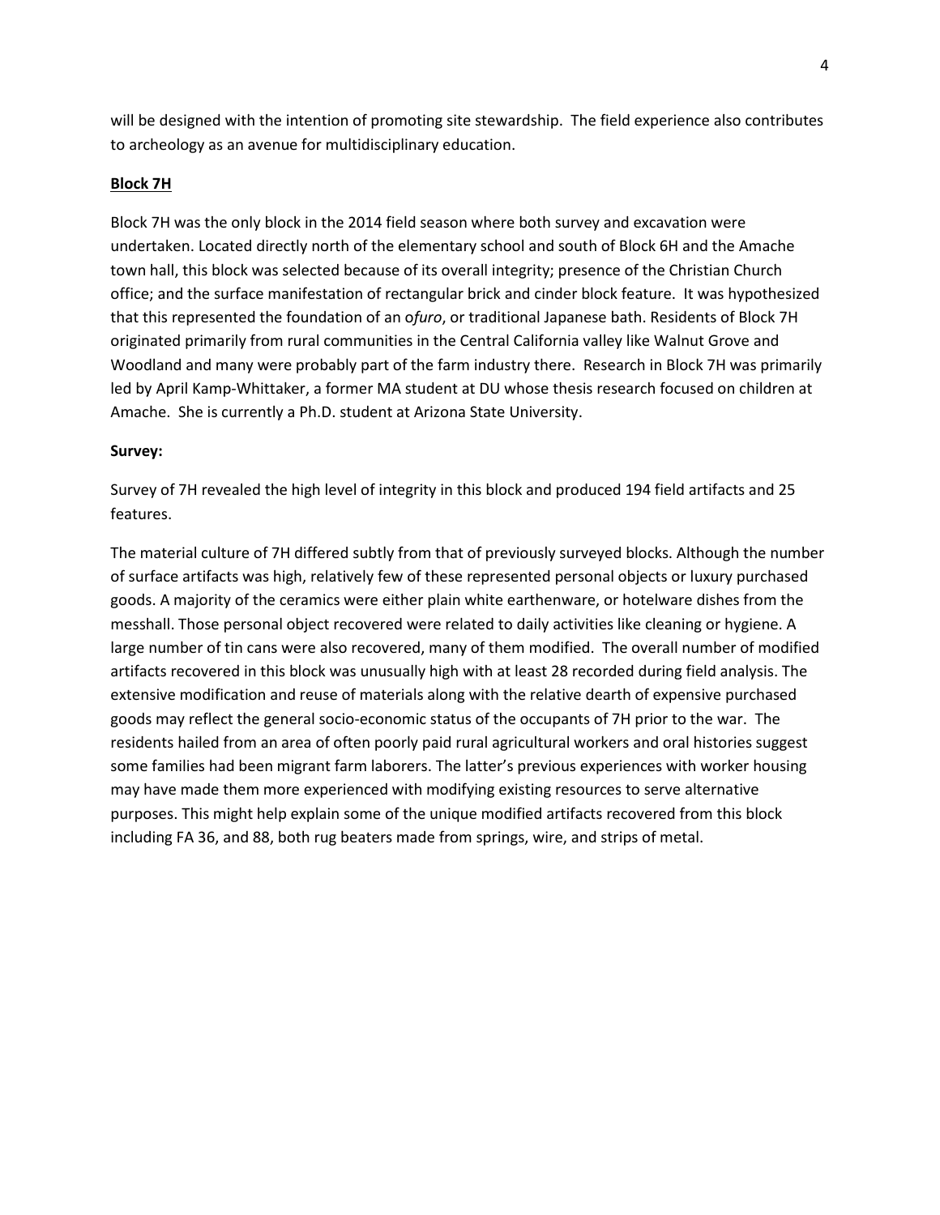will be designed with the intention of promoting site stewardship. The field experience also contributes to archeology as an avenue for multidisciplinary education.

## Block 7H

Block 7H was the only block in the 2014 field season where both survey and excavation were undertaken. Located directly north of the elementary school and south of Block 6H and the Amache town hall, this block was selected because of its overall integrity; presence of the Christian Church office; and the surface manifestation of rectangular brick and cinder block feature. It was hypothesized that this represented the foundation of an o*furo*, or traditional Japanese bath. Residents of Block 7H originated primarily from rural communities in the Central California valley like Walnut Grove and Woodland and many were probably part of the farm industry there. Research in Block 7H was primarily led by April Kamp-Whittaker, a former MA student at DU whose thesis research focused on children at Amache. She is currently a Ph.D. student at Arizona State University.

### Survey:

Survey of 7H revealed the high level of integrity in this block and produced 194 field artifacts and 25 features.

The material culture of 7H differed subtly from that of previously surveyed blocks. Although the number of surface artifacts was high, relatively few of these represented personal objects or luxury purchased goods. A majority of the ceramics were either plain white earthenware, or hotelware dishes from the messhall. Those personal object recovered were related to daily activities like cleaning or hygiene. A large number of tin cans were also recovered, many of them modified. The overall number of modified artifacts recovered in this block was unusually high with at least 28 recorded during field analysis. The extensive modification and reuse of materials along with the relative dearth of expensive purchased goods may reflect the general socio-economic status of the occupants of 7H prior to the war. The residents hailed from an area of often poorly paid rural agricultural workers and oral histories suggest some families had been migrant farm laborers. The latter's previous experiences with worker housing may have made them more experienced with modifying existing resources to serve alternative purposes. This might help explain some of the unique modified artifacts recovered from this block including FA 36, and 88, both rug beaters made from springs, wire, and strips of metal.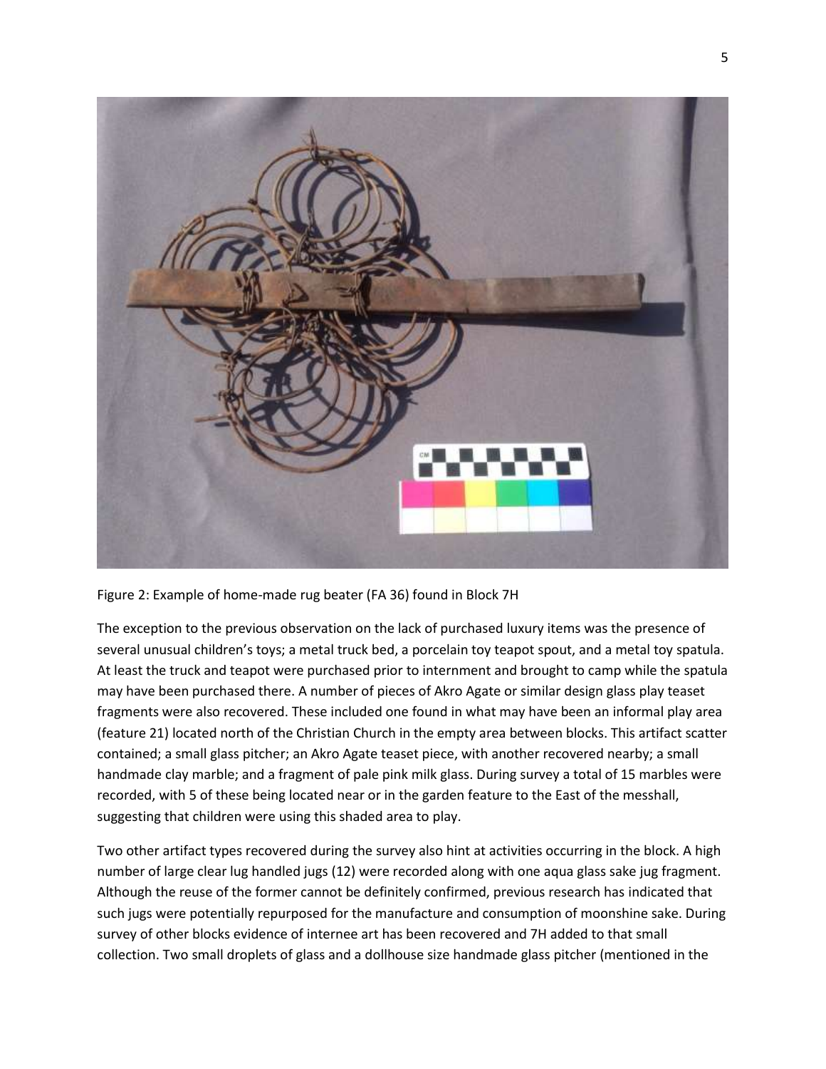Figure 2: Example of home-made rug beater (FA 36) found in Block 7H

The exception to the previous observation on the lack of purchased luxury items was the presence of several unusual children's toys; a metal truck bed, a porcelain toy teapot spout, and a metal toy spatula. At least the truck and teapot were purchased prior to internment and brought to camp while the spatula may have been purchased there. A number of pieces of Akro Agate or similar design glass play teaset fragments were also recovered. These included one found in what may have been an informal play area (feature 21) located north of the Christian Church in the empty area between blocks. This artifact scatter contained; a small glass pitcher; an Akro Agate teaset piece, with another recovered nearby; a small handmade clay marble; and a fragment of pale pink milk glass. During survey a total of 15 marbles were recorded, with 5 of these being located near or in the garden feature to the East of the messhall, suggesting that children were using this shaded area to play.

Two other artifact types recovered during the survey also hint at activities occurring in the block. A high number of large clear lug handled jugs (12) were recorded along with one aqua glass sake jug fragment. Although the reuse of the former cannot be definitely confirmed, previous research has indicated that such jugs were potentially repurposed for the manufacture and consumption of moonshine sake. During survey of other blocks evidence of internee art has been recovered and 7H added to that small collection. Two small droplets of glass and a dollhouse size handmade glass pitcher (mentioned in the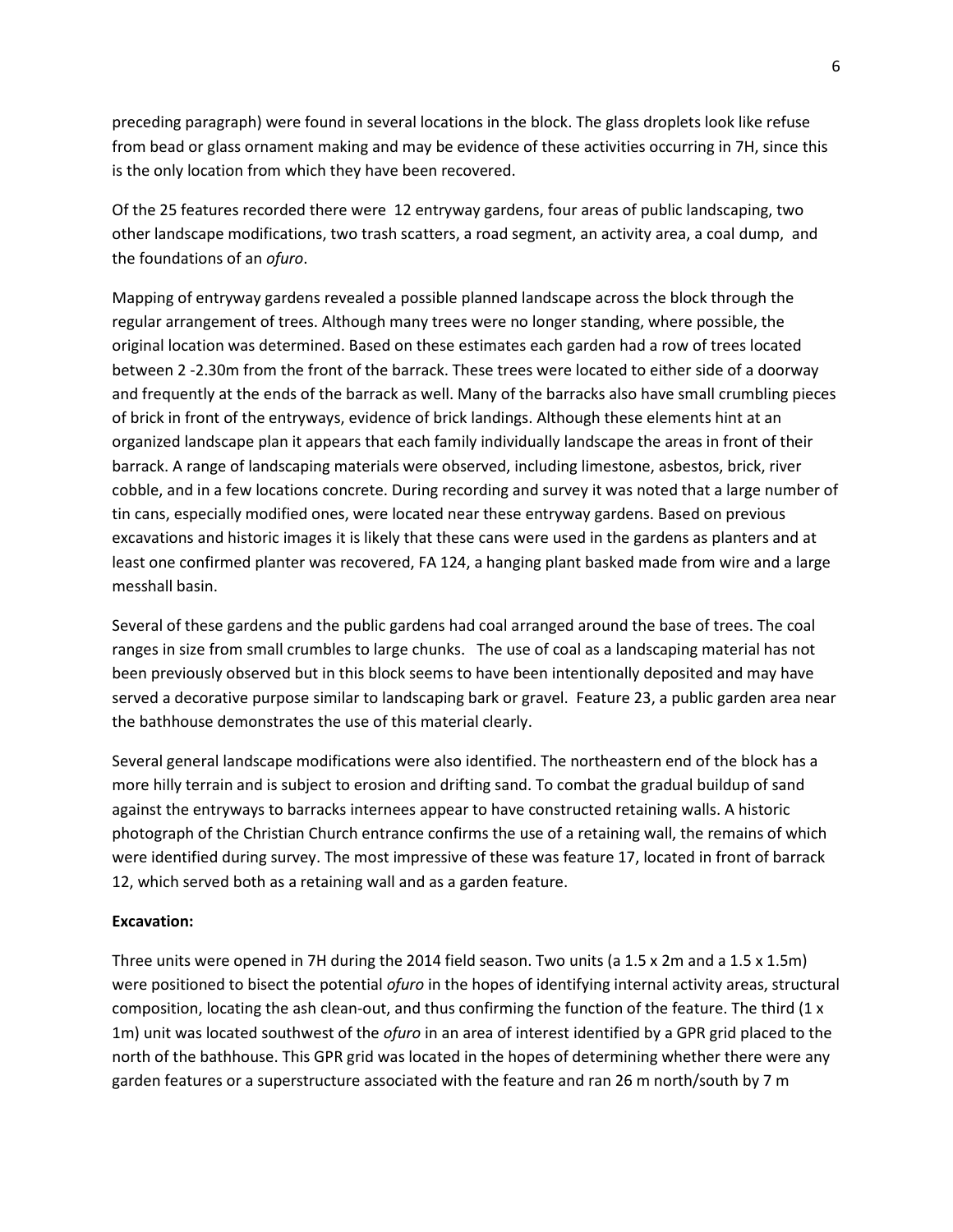preceding paragraph) were found in several locations in the block. The glass droplets look like refuse from bead or glass ornament making and may be evidence of these activities occurring in 7H, since this is the only location from which they have been recovered.

Of the 25 features recorded there were 12 entryway gardens, four areas of public landscaping, two other landscape modifications, two trash scatters, a road segment, an activity area, a coal dump, and the foundations of an *ofuro*.

Mapping of entryway gardens revealed a possible planned landscape across the block through the regular arrangement of trees. Although many trees were no longer standing, where possible, the original location was determined. Based on these estimates each garden had a row of trees located between 2 -2.30m from the front of the barrack. These trees were located to either side of a doorway and frequently at the ends of the barrack as well. Many of the barracks also have small crumbling pieces of brick in front of the entryways, evidence of brick landings. Although these elements hint at an organized landscape plan it appears that each family individually landscape the areas in front of their barrack. A range of landscaping materials were observed, including limestone, asbestos, brick, river cobble, and in a few locations concrete. During recording and survey it was noted that a large number of tin cans, especially modified ones, were located near these entryway gardens. Based on previous excavations and historic images it is likely that these cans were used in the gardens as planters and at least one confirmed planter was recovered, FA 124, a hanging plant basked made from wire and a large messhall basin.

Several of these gardens and the public gardens had coal arranged around the base of trees. The coal ranges in size from small crumbles to large chunks. The use of coal as a landscaping material has not been previously observed but in this block seems to have been intentionally deposited and may have served a decorative purpose similar to landscaping bark or gravel. Feature 23, a public garden area near the bathhouse demonstrates the use of this material clearly.

Several general landscape modifications were also identified. The northeastern end of the block has a more hilly terrain and is subject to erosion and drifting sand. To combat the gradual buildup of sand against the entryways to barracks internees appear to have constructed retaining walls. A historic photograph of the Christian Church entrance confirms the use of a retaining wall, the remains of which were identified during survey. The most impressive of these was feature 17, located in front of barrack 12, which served both as a retaining wall and as a garden feature.

**Excavation:**

Three units were opened in 7H during the 2014 field season. Two units (a 1.5 x 2m and a 1.5 x 1.5m) were positioned to bisect the potential *ofuro* in the hopes of identifying internal activity areas, structural composition, locating the ash clean-out, and thus confirming the function of the feature. The third (1 x 1m) unit was located southwest of the *ofuro* in an area of interest identified by a GPR grid placed to the north of the bathhouse. This GPR grid was located in the hopes of determining whether there were any garden features or a superstructure associated with the feature and ran 26 m north/south by 7 m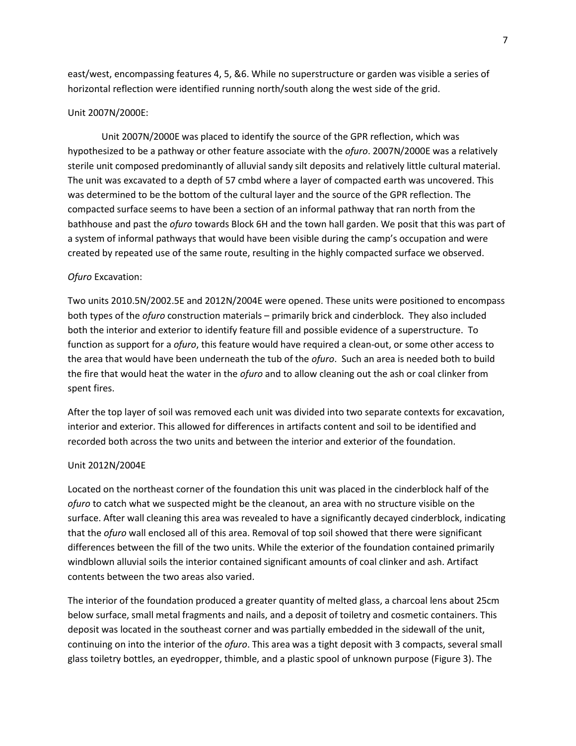east/west, encompassing features 4, 5, &6. While no superstructure or garden was visible a series of horizontal reflection were identified running north/south along the west side of the grid.

Unit 2007N/2000E:

Unit 2007N/2000E was placed to identify the source of the GPR reflection, which was hypothesized to be a pathway or other feature associate with the *ofuro*. 2007N/2000E was a relatively sterile unit composed predominantly of alluvial sandy silt deposits and relatively little cultural material. The unit was excavated to a depth of 57 cmbd where a layer of compacted earth was uncovered. This was determined to be the bottom of the cultural layer and the source of the GPR reflection. The compacted surface seems to have been a section of an informal pathway that ran north from the bathhouse and past the *ofuro* towards Block 6H and the town hall garden. We posit that this was part of a system of informal pathways that would have been visible during the camp's occupation and were created by repeated use of the same route, resulting in the highly compacted surface we observed.

*Ofuro* Excavation:

Two units 2010.5N/2002.5E and 2012N/2004E were opened. These units were positioned to encompass both types of the *ofuro* construction materials – primarily brick and cinderblock. They also included both the interior and exterior to identify feature fill and possible evidence of a superstructure. To function as support for a *ofuro*, this feature would have required a clean-out, or some other access to the area that would have been underneath the tub of the *ofuro*. Such an area is needed both to build the fire that would heat the water in the *ofuro* and to allow cleaning out the ash or coal clinker from spent fires.

After the top layer of soil was removed each unit was divided into two separate contexts for excavation, interior and exterior. This allowed for differences in artifacts content and soil to be identified and recorded both across the two units and between the interior and exterior of the foundation.

Unit 2012N/2004E

Located on the northeast corner of the foundation this unit was placed in the cinderblock half of the *ofuro* to catch what we suspected might be the cleanout, an area with no structure visible on the surface. After wall cleaning this area was revealed to have a significantly decayed cinderblock, indicating that the *ofuro* wall enclosed all of this area. Removal of top soil showed that there were significant differences between the fill of the two units. While the exterior of the foundation contained primarily windblown alluvial soils the interior contained significant amounts of coal clinker and ash. Artifact contents between the two areas also varied.

The interior of the foundation produced a greater quantity of melted glass, a charcoal lens about 25cm below surface, small metal fragments and nails, and a deposit of toiletry and cosmetic containers. This deposit was located in the southeast corner and was partially embedded in the sidewall of the unit, continuing on into the interior of the *ofuro*. This area was a tight deposit with 3 compacts, several small glass toiletry bottles, an eyedropper, thimble, and a plastic spool of unknown purpose (Figure 3). The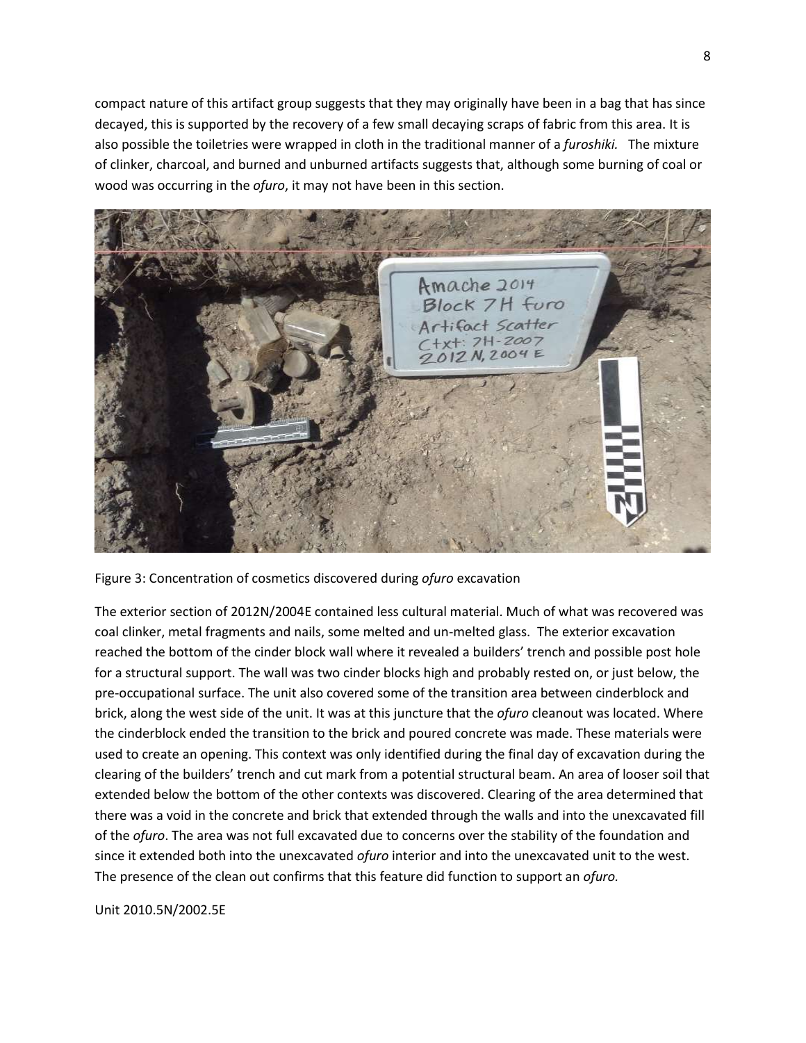compact nature of this artifact group suggests that they may originally have been in a bag that has since decayed, this is supported by the recovery of a few small decaying scraps of fabric from this area. It is also possible the toiletries were wrapped in cloth in the traditional manner of a *furoshiki.* The mixture of clinker, charcoal, and burned and unburned artifacts suggests that, although some burning of coal or wood was occurring in the *ofuro*, it may not have been in this section.

Figure 3: Concentration of cosmetics discovered during *ofuro* excavation

The exterior section of 2012N/2004E contained less cultural material. Much of what was recovered was coal clinker, metal fragments and nails, some melted and un-melted glass. The exterior excavation reached the bottom of the cinder block wall where it revealed a builders' trench and possible post hole for a structural support. The wall was two cinder blocks high and probably rested on, or just below, the pre-occupational surface. The unit also covered some of the transition area between cinderblock and brick, along the west side of the unit. It was at this juncture that the *ofuro* cleanout was located. Where the cinderblock ended the transition to the brick and poured concrete was made. These materials were used to create an opening. This context was only identified during the final day of excavation during the clearing of the builders' trench and cut mark from a potential structural beam. An area of looser soil that extended below the bottom of the other contexts was discovered. Clearing of the area determined that there was a void in the concrete and brick that extended through the walls and into the unexcavated fill of the *ofuro*. The area was not full excavated due to concerns over the stability of the foundation and since it extended both into the unexcavated *ofuro* interior and into the unexcavated unit to the west. The presence of the clean out confirms that this feature did function to support an *ofuro.*

Unit 2010.5N/2002.5E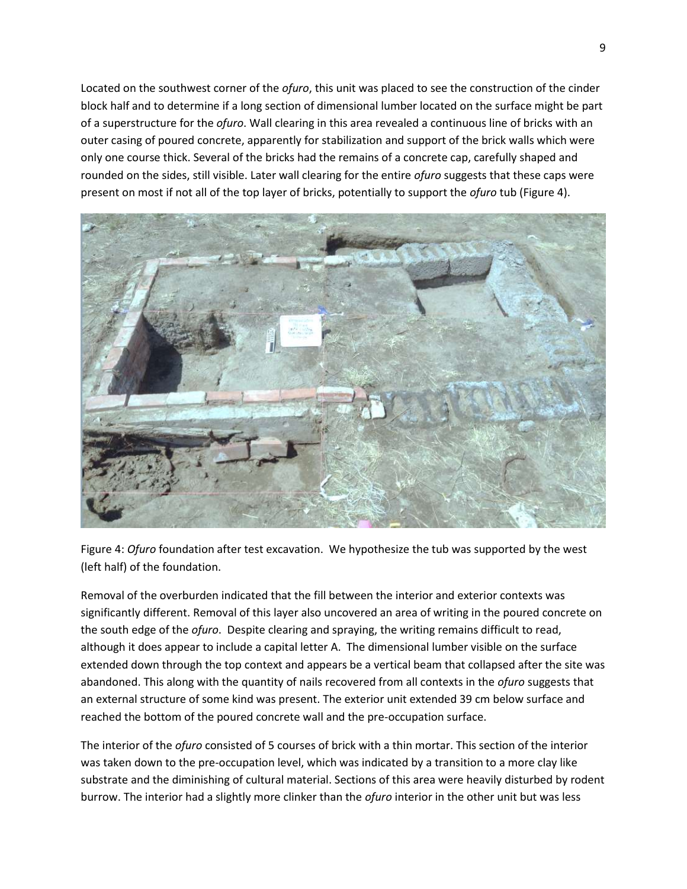Located on the southwest corner of the *ofuro*, this unit was placed to see the construction of the cinder block half and to determine if a long section of dimensional lumber located on the surface might be part of a superstructure for the *ofuro*. Wall clearing in this area revealed a continuous line of bricks with an outer casing of poured concrete, apparently for stabilization and support of the brick walls which were only one course thick. Several of the bricks had the remains of a concrete cap, carefully shaped and rounded on the sides, still visible. Later wall clearing for the entire *ofuro* suggests that these caps were present on most if not all of the top layer of bricks, potentially to support the *ofuro* tub (Figure 4).

Figure 4: *Ofuro* foundation after test excavation. We hypothesize the tub was supported by the west (left half) of the foundation.

Removal of the overburden indicated that the fill between the interior and exterior contexts was significantly different. Removal of this layer also uncovered an area of writing in the poured concrete on the south edge of the *ofuro*. Despite clearing and spraying, the writing remains difficult to read, although it does appear to include a capital letter A. The dimensional lumber visible on the surface extended down through the top context and appears be a vertical beam that collapsed after the site was abandoned. This along with the quantity of nails recovered from all contexts in the *ofuro* suggests that an external structure of some kind was present. The exterior unit extended 39 cm below surface and reached the bottom of the poured concrete wall and the pre-occupation surface.

The interior of the *ofuro* consisted of 5 courses of brick with a thin mortar. This section of the interior was taken down to the pre-occupation level, which was indicated by a transition to a more clay like substrate and the diminishing of cultural material. Sections of this area were heavily disturbed by rodent burrow. The interior had a slightly more clinker than the *ofuro* interior in the other unit but was less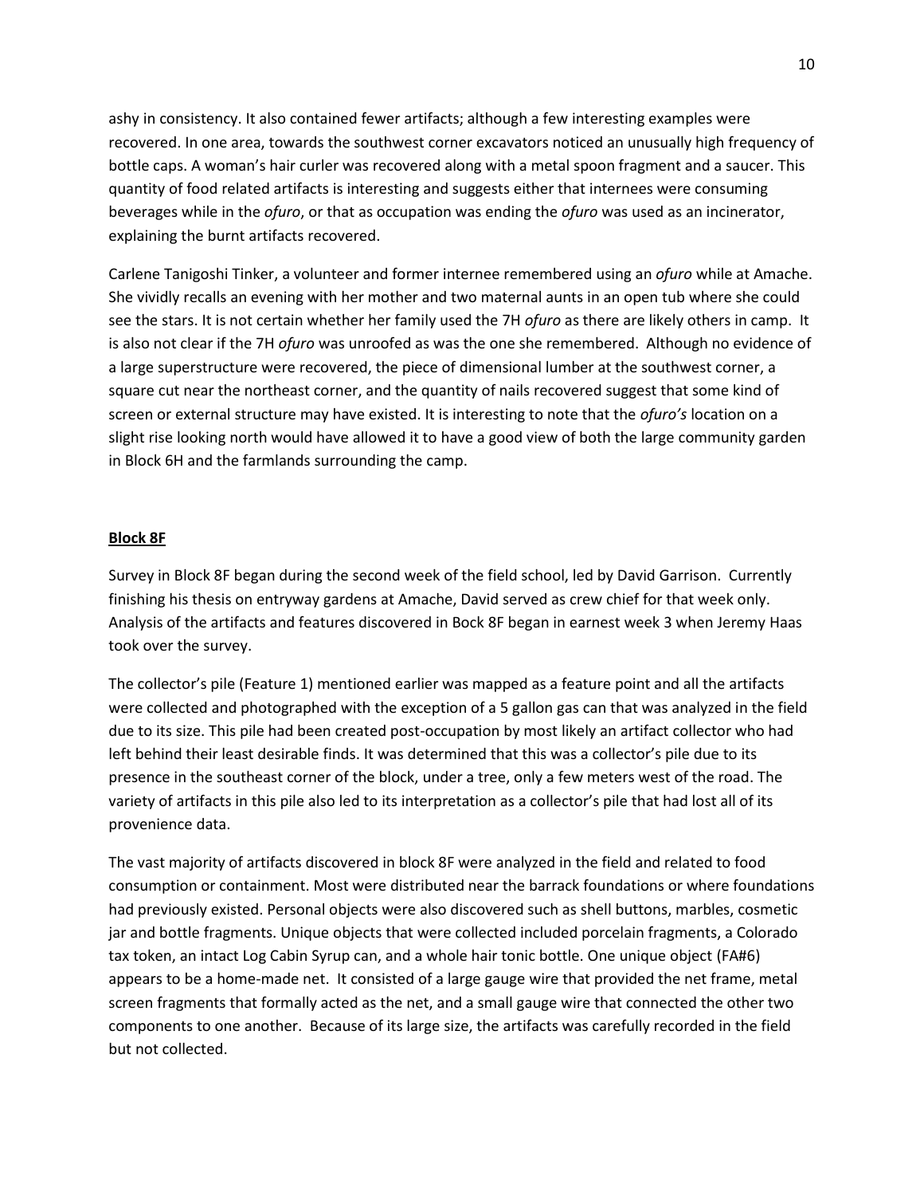ashy in consistency. It also contained fewer artifacts; although a few interesting examples were recovered. In one area, towards the southwest corner excavators noticed an unusually high frequency of bottle caps. A woman's hair curler was recovered along with a metal spoon fragment and a saucer. This quantity of food related artifacts is interesting and suggests either that internees were consuming beverages while in the *ofuro*, or that as occupation was ending the *ofuro* was used as an incinerator, explaining the burnt artifacts recovered.

Carlene Tanigoshi Tinker, a volunteer and former internee remembered using an *ofuro* while at Amache. She vividly recalls an evening with her mother and two maternal aunts in an open tub where she could see the stars. It is not certain whether her family used the 7H *ofuro* as there are likely others in camp. It is also not clear if the 7H *ofuro* was unroofed as was the one she remembered. Although no evidence of a large superstructure were recovered, the piece of dimensional lumber at the southwest corner, a square cut near the northeast corner, and the quantity of nails recovered suggest that some kind of screen or external structure may have existed. It is interesting to note that the *ofuro's* location on a slight rise looking north would have allowed it to have a good view of both the large community garden in Block 6H and the farmlands surrounding the camp.

## Block 8F

Survey in Block 8F began during the second week of the field school, led by David Garrison. Currently finishing his thesis on entryway gardens at Amache, David served as crew chief for that week only. Analysis of the artifacts and features discovered in Bock 8F began in earnest week 3 when Jeremy Haas took over the survey.

The collector's pile (Feature 1) mentioned earlier was mapped as a feature point and all the artifacts were collected and photographed with the exception of a 5 gallon gas can that was analyzed in the field due to its size. This pile had been created post-occupation by most likely an artifact collector who had left behind their least desirable finds. It was determined that this was a collector's pile due to its presence in the southeast corner of the block, under a tree, only a few meters west of the road. The variety of artifacts in this pile also led to its interpretation as a collector's pile that had lost all of its provenience data.

The vast majority of artifacts discovered in block 8F were analyzed in the field and related to food consumption or containment. Most were distributed near the barrack foundations or where foundations had previously existed. Personal objects were also discovered such as shell buttons, marbles, cosmetic jar and bottle fragments. Unique objects that were collected included porcelain fragments, a Colorado tax token, an intact Log Cabin Syrup can, and a whole hair tonic bottle. One unique object (FA#6) appears to be a home-made net. It consisted of a large gauge wire that provided the net frame, metal screen fragments that formally acted as the net, and a small gauge wire that connected the other two components to one another. Because of its large size, the artifacts was carefully recorded in the field but not collected.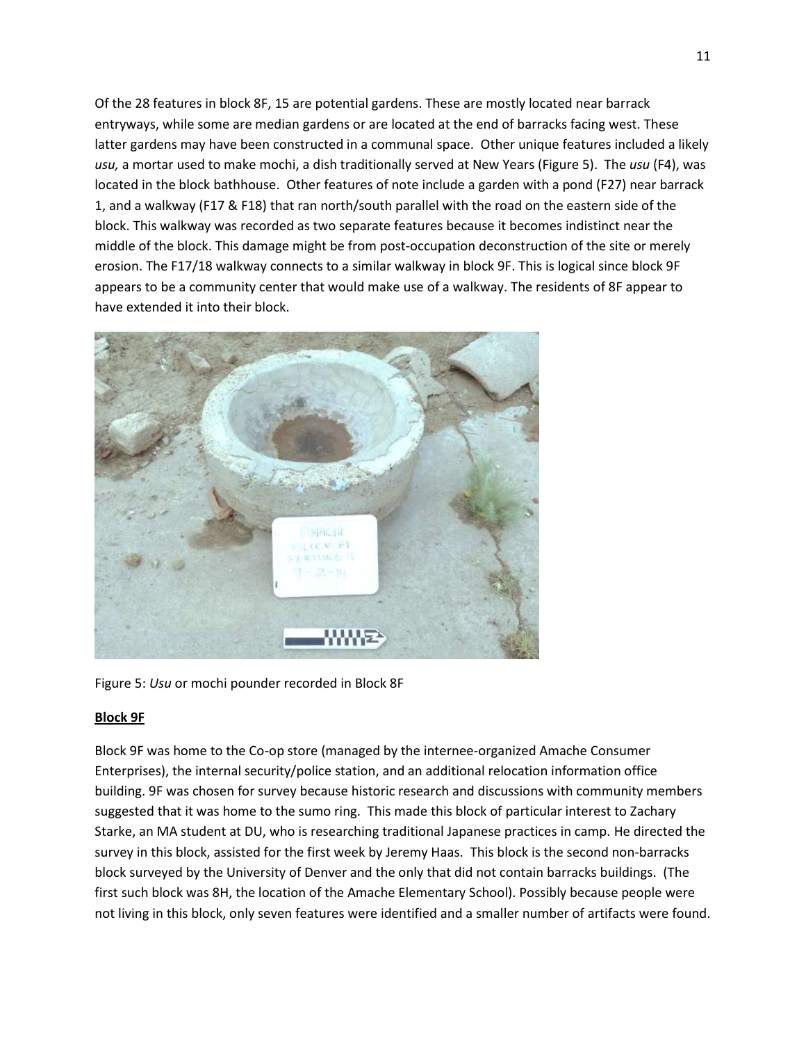Of the 28 features in block 8F, 15 are potential gardens. These are mostly located near barrack entryways, while some are median gardens or are located at the end of barracks facing west. These latter gardens may have been constructed in a communal space. Other unique features included a likely *usu,* a mortar used to make mochi, a dish traditionally served at New Years (Figure 5). The *usu* (F4), was located in the block bathhouse. Other features of note include a garden with a pond (F27) near barrack 1, and a walkway (F17 & F18) that ran north/south parallel with the road on the eastern side of the block. This walkway was recorded as two separate features because it becomes indistinct near the middle of the block. This damage might be from post-occupation deconstruction of the site or merely erosion. The F17/18 walkway connects to a similar walkway in block 9F. This is logical since block 9F appears to be a community center that would make use of a walkway. The residents of 8F appear to have extended it into their block.

Figure 5: *Usu* or mochi pounder recorded in Block 8F

**Block 9F**

Block 9F was home to the Co-op store (managed by the internee-organized Amache Consumer Enterprises), the internal security/police station, and an additional relocation information office building. 9F was chosen for survey because historic research and discussions with community members suggested that it was home to the sumo ring. This made this block of particular interest to Zachary Starke, an MA student at DU, who is researching traditional Japanese practices in camp. He directed the survey in this block, assisted for the first week by Jeremy Haas. This block is the second non-barracks block surveyed by the University of Denver and the only that did not contain barracks buildings. (The first such block was 8H, the location of the Amache Elementary School). Possibly because people were not living in this block, only seven features were identified and a smaller number of artifacts were found.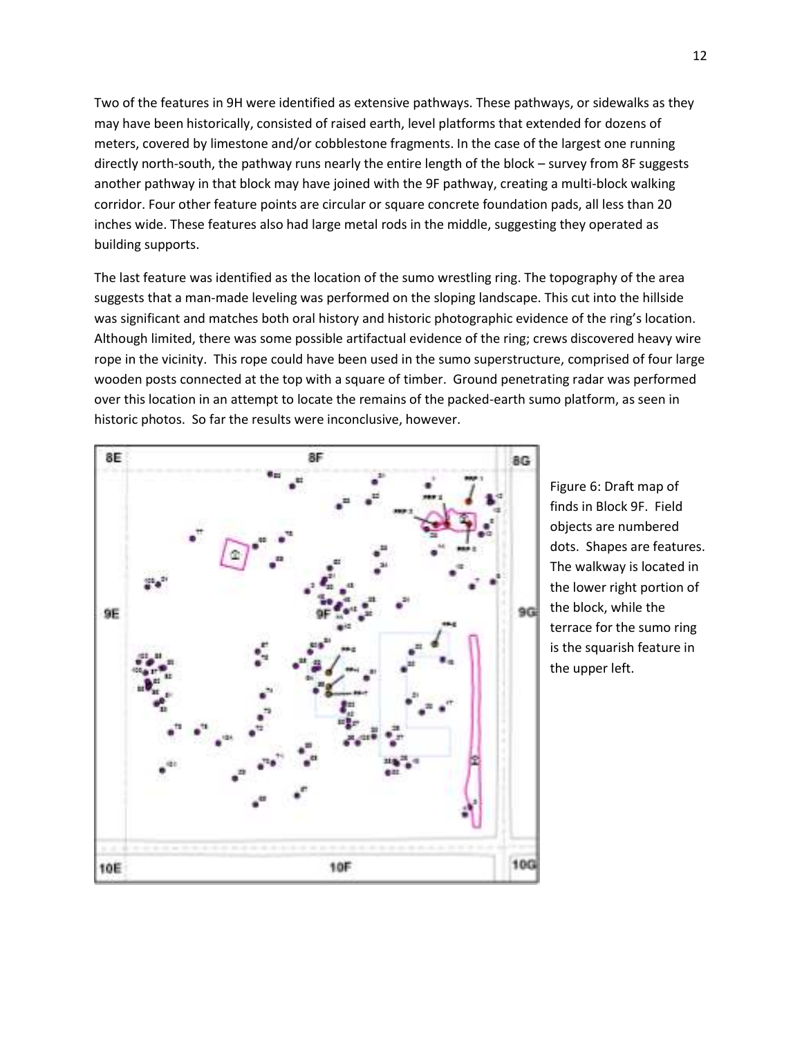Two of the features in 9H were identified as extensive pathways. These pathways, or sidewalks as they may have been historically, consisted of raised earth, level platforms that extended for dozens of meters, covered by limestone and/or cobblestone fragments. In the case of the largest one running directly north-south, the pathway runs nearly the entire length of the block – survey from 8F suggests another pathway in that block may have joined with the 9F pathway, creating a multi-block walking corridor. Four other feature points are circular or square concrete foundation pads, all less than 20 inches wide. These features also had large metal rods in the middle, suggesting they operated as building supports.

The last feature was identified as the location of the sumo wrestling ring. The topography of the area suggests that a man-made leveling was performed on the sloping landscape. This cut into the hillside was significant and matches both oral history and historic photographic evidence of the ring's location. Although limited, there was some possible artifactual evidence of the ring; crews discovered heavy wire rope in the vicinity. This rope could have been used in the sumo superstructure, comprised of four large wooden posts connected at the top with a square of timber. Ground penetrating radar was performed over this location in an attempt to locate the remains of the packed-earth sumo platform, as seen in historic photos. So far the results were inconclusive, however.

Figure 6: Draft map of finds in Block 9F. Field objects are numbered dots. Shapes are features. The walkway is located in the lower right portion of the block, while the terrace for the sumo ring is the squarish feature in the upper left.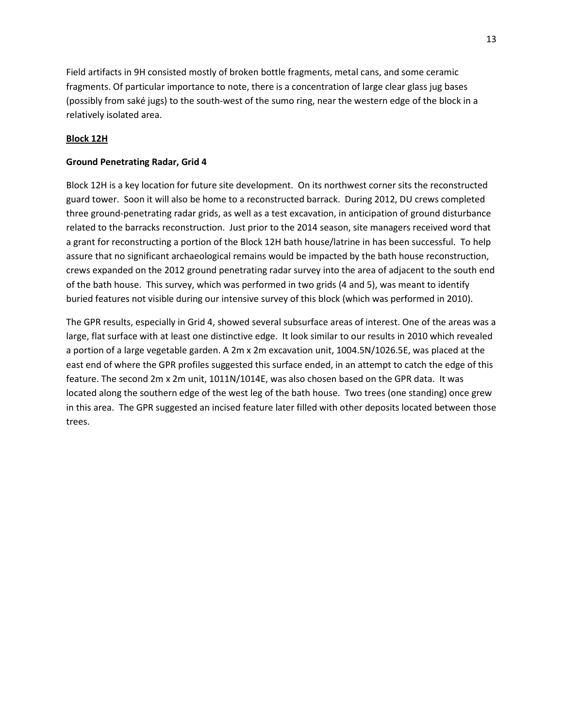Field artifacts in 9H consisted mostly of broken bottle fragments, metal cans, and some ceramic fragments. Of particular importance to note, there is a concentration of large clear glass jug bases (possibly from saké jugs) to the south-west of the sumo ring, near the western edge of the block in a relatively isolated area.

## Block 12H

### Ground Penetrating Radar, Grid 4

Block 12H is a key location for future site development. On its northwest corner sits the reconstructed guard tower. Soon it will also be home to a reconstructed barrack. During 2012, DU crews completed three ground-penetrating radar grids, as well as a test excavation, in anticipation of ground disturbance related to the barracks reconstruction. Just prior to the 2014 season, site managers received word that a grant for reconstructing a portion of the Block 12H bath house/latrine in has been successful. To help assure that no significant archaeological remains would be impacted by the bath house reconstruction, crews expanded on the 2012 ground penetrating radar survey into the area of adjacent to the south end of the bath house. This survey, which was performed in two grids (4 and 5), was meant to identify buried features not visible during our intensive survey of this block (which was performed in 2010).

The GPR results, especially in Grid 4, showed several subsurface areas of interest. One of the areas was a large, flat surface with at least one distinctive edge. It look similar to our results in 2010 which revealed a portion of a large vegetable garden. A 2m x 2m excavation unit, 1004.5N/1026.5E, was placed at the east end of where the GPR profiles suggested this surface ended, in an attempt to catch the edge of this feature. The second 2m x 2m unit, 1011N/1014E, was also chosen based on the GPR data. It was located along the southern edge of the west leg of the bath house. Two trees (one standing) once grew in this area. The GPR suggested an incised feature later filled with other deposits located between those trees.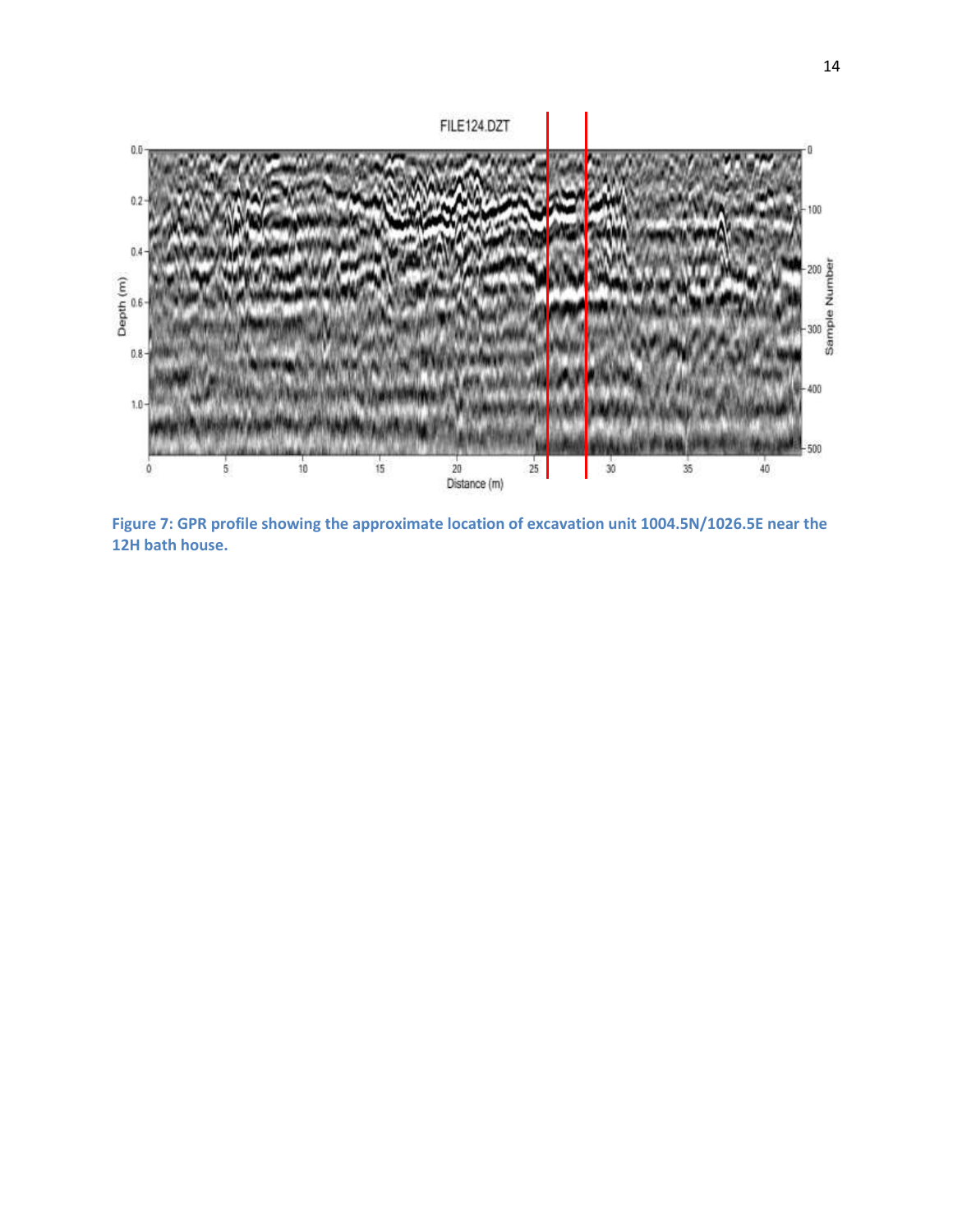**Figure 7: GPR profile showing the approximate location of excavation unit 1004.5N/1026.5E near the 12H bath house.**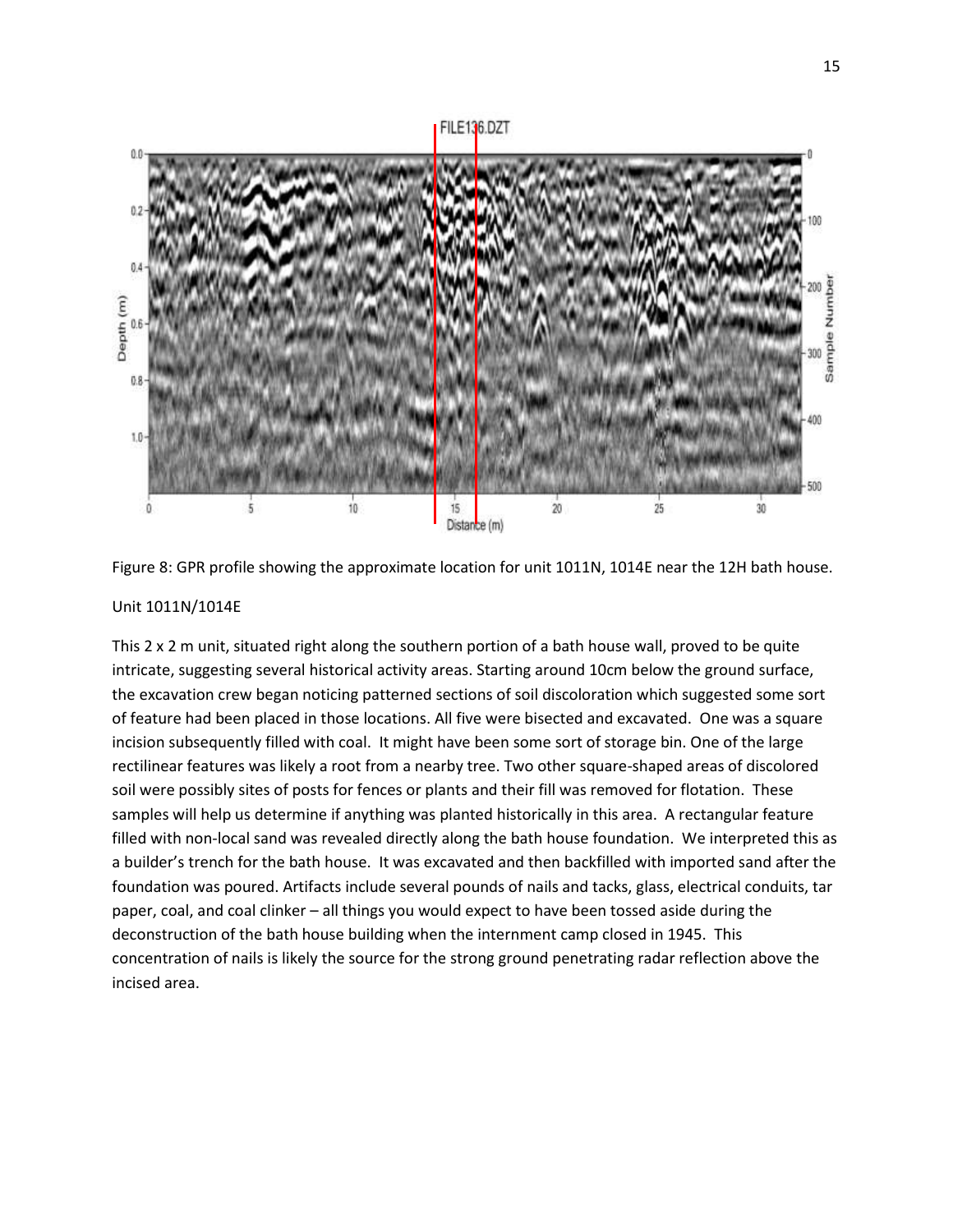Figure 8: GPR profile showing the approximate location for unit 1011N, 1014E near the 12H bath house.

Unit 1011N/1014E

This 2 x 2 m unit, situated right along the southern portion of a bath house wall, proved to be quite intricate, suggesting several historical activity areas. Starting around 10cm below the ground surface, the excavation crew began noticing patterned sections of soil discoloration which suggested some sort of feature had been placed in those locations. All five were bisected and excavated. One was a square incision subsequently filled with coal. It might have been some sort of storage bin. One of the large rectilinear features was likely a root from a nearby tree. Two other square-shaped areas of discolored soil were possibly sites of posts for fences or plants and their fill was removed for flotation. These samples will help us determine if anything was planted historically in this area. A rectangular feature filled with non-local sand was revealed directly along the bath house foundation. We interpreted this as a builder's trench for the bath house. It was excavated and then backfilled with imported sand after the foundation was poured. Artifacts include several pounds of nails and tacks, glass, electrical conduits, tar paper, coal, and coal clinker – all things you would expect to have been tossed aside during the deconstruction of the bath house building when the internment camp closed in 1945. This concentration of nails is likely the source for the strong ground penetrating radar reflection above the incised area.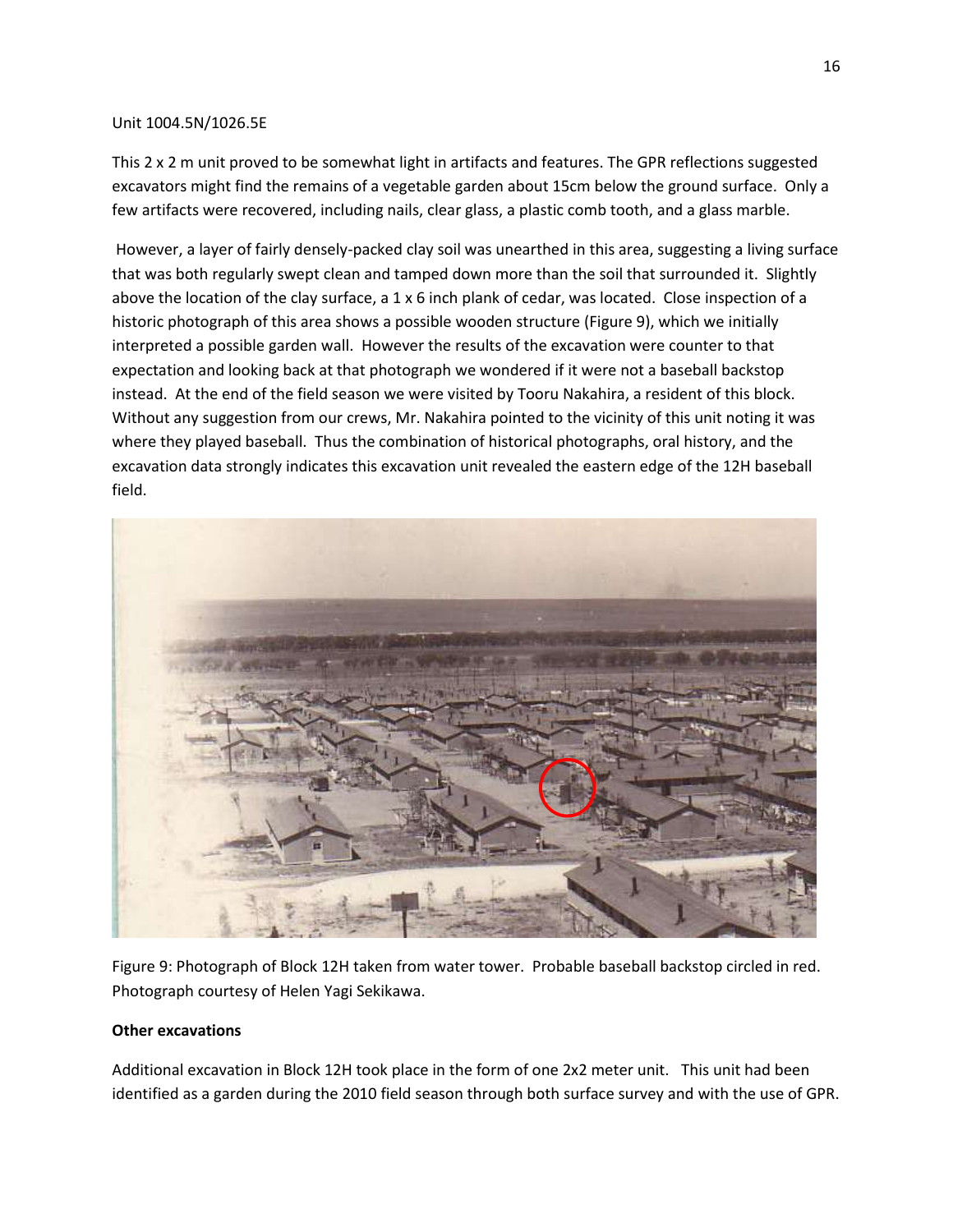Unit 1004.5N/1026.5E

This 2 x 2 m unit proved to be somewhat light in artifacts and features. The GPR reflections suggested excavators might find the remains of a vegetable garden about 15cm below the ground surface. Only a few artifacts were recovered, including nails, clear glass, a plastic comb tooth, and a glass marble.

However, a layer of fairly densely-packed clay soil was unearthed in this area, suggesting a living surface that was both regularly swept clean and tamped down more than the soil that surrounded it. Slightly above the location of the clay surface, a 1 x 6 inch plank of cedar, was located. Close inspection of a historic photograph of this area shows a possible wooden structure (Figure 9), which we initially interpreted a possible garden wall. However the results of the excavation were counter to that expectation and looking back at that photograph we wondered if it were not a baseball backstop instead. At the end of the field season we were visited by Tooru Nakahira, a resident of this block. Without any suggestion from our crews, Mr. Nakahira pointed to the vicinity of this unit noting it was where they played baseball. Thus the combination of historical photographs, oral history, and the excavation data strongly indicates this excavation unit revealed the eastern edge of the 12H baseball field.

Figure 9: Photograph of Block 12H taken from water tower. Probable baseball backstop circled in red. Photograph courtesy of Helen Yagi Sekikawa.

**Other excavations**

Additional excavation in Block 12H took place in the form of one 2x2 meter unit. This unit had been identified as a garden during the 2010 field season through both surface survey and with the use of GPR.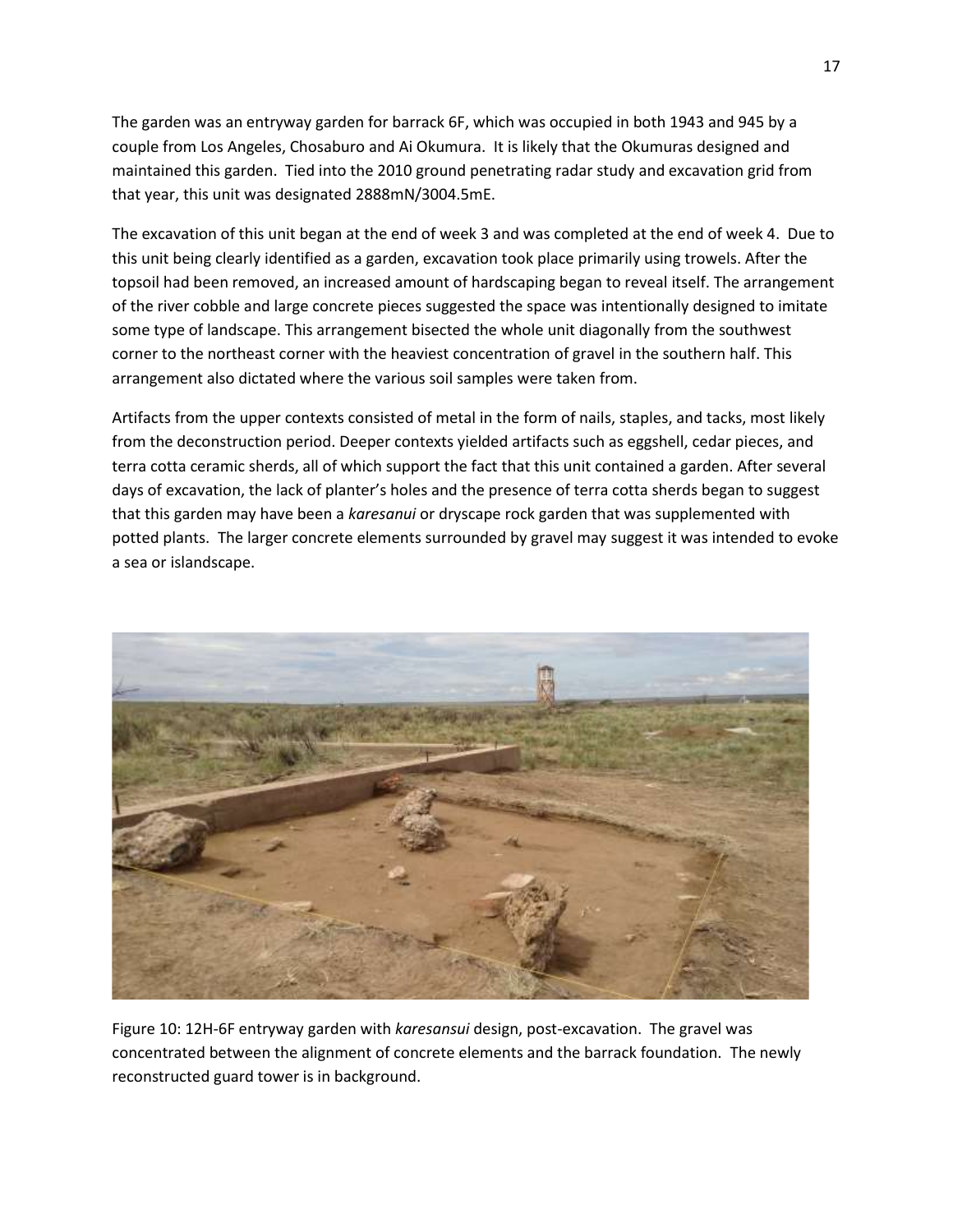The garden was an entryway garden for barrack 6F, which was occupied in both 1943 and 945 by a couple from Los Angeles, Chosaburo and Ai Okumura. It is likely that the Okumuras designed and maintained this garden. Tied into the 2010 ground penetrating radar study and excavation grid from that year, this unit was designated 2888mN/3004.5mE.

The excavation of this unit began at the end of week 3 and was completed at the end of week 4. Due to this unit being clearly identified as a garden, excavation took place primarily using trowels. After the topsoil had been removed, an increased amount of hardscaping began to reveal itself. The arrangement of the river cobble and large concrete pieces suggested the space was intentionally designed to imitate some type of landscape. This arrangement bisected the whole unit diagonally from the southwest corner to the northeast corner with the heaviest concentration of gravel in the southern half. This arrangement also dictated where the various soil samples were taken from.

Artifacts from the upper contexts consisted of metal in the form of nails, staples, and tacks, most likely from the deconstruction period. Deeper contexts yielded artifacts such as eggshell, cedar pieces, and terra cotta ceramic sherds, all of which support the fact that this unit contained a garden. After several days of excavation, the lack of planter's holes and the presence of terra cotta sherds began to suggest that this garden may have been a *karesanui* or dryscape rock garden that was supplemented with potted plants. The larger concrete elements surrounded by gravel may suggest it was intended to evoke a sea or islandscape.

Figure 10: 12H-6F entryway garden with *karesansui* design, post-excavation. The gravel was concentrated between the alignment of concrete elements and the barrack foundation. The newly reconstructed guard tower is in background.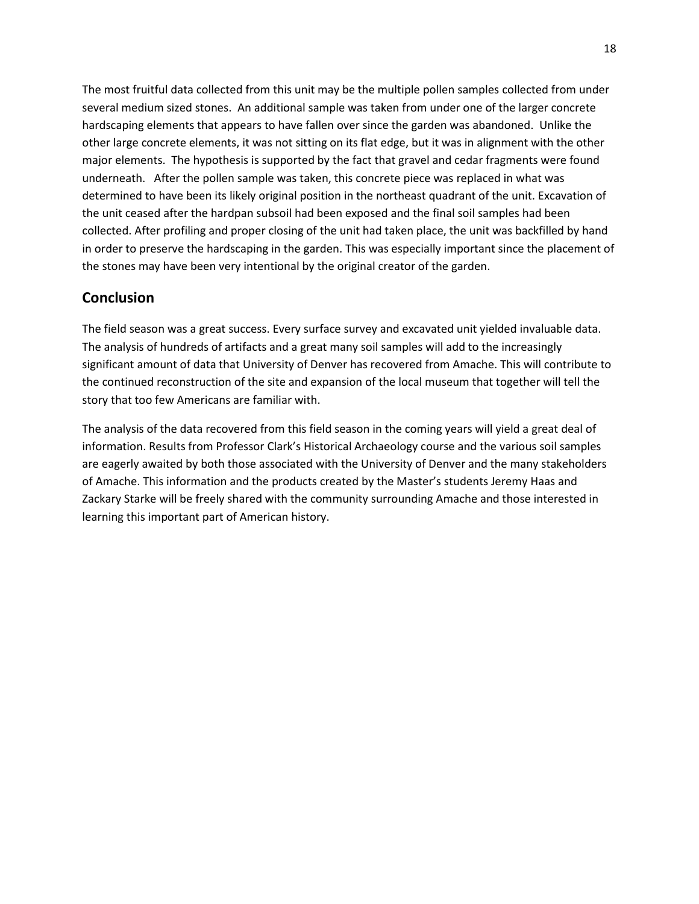The most fruitful data collected from this unit may be the multiple pollen samples collected from under several medium sized stones. An additional sample was taken from under one of the larger concrete hardscaping elements that appears to have fallen over since the garden was abandoned. Unlike the other large concrete elements, it was not sitting on its flat edge, but it was in alignment with the other major elements. The hypothesis is supported by the fact that gravel and cedar fragments were found underneath. After the pollen sample was taken, this concrete piece was replaced in what was determined to have been its likely original position in the northeast quadrant of the unit. Excavation of the unit ceased after the hardpan subsoil had been exposed and the final soil samples had been collected. After profiling and proper closing of the unit had taken place, the unit was backfilled by hand in order to preserve the hardscaping in the garden. This was especially important since the placement of the stones may have been very intentional by the original creator of the garden.

## Conclusion

The field season was a great success. Every surface survey and excavated unit yielded invaluable data. The analysis of hundreds of artifacts and a great many soil samples will add to the increasingly significant amount of data that University of Denver has recovered from Amache. This will contribute to the continued reconstruction of the site and expansion of the local museum that together will tell the story that too few Americans are familiar with.

The analysis of the data recovered from this field season in the coming years will yield a great deal of information. Results from Professor Clark's Historical Archaeology course and the various soil samples are eagerly awaited by both those associated with the University of Denver and the many stakeholders of Amache. This information and the products created by the Master's students Jeremy Haas and Zackary Starke will be freely shared with the community surrounding Amache and those interested in learning this important part of American history.